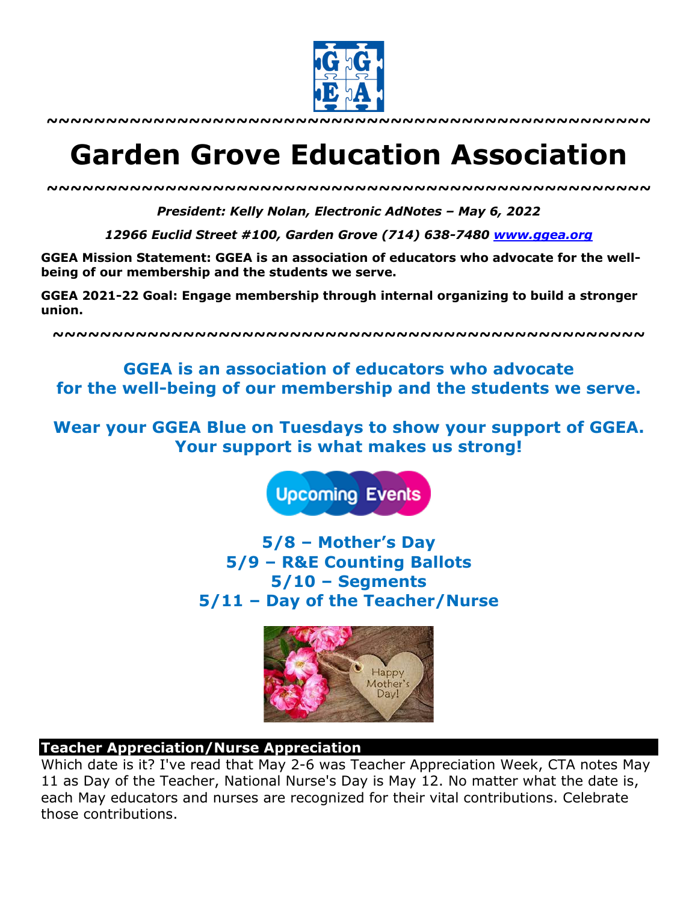~~~~~~~~~~~~~~~~~~~~~~~~~~~~~~~~~~~~~~~~~~~~~~~~~~~

# Garden Grove Education Association

~~~~~~~~~~~~~~~~~~~~~~~~~~~~~~~~~~~~~~~~~~~~~~~~~~~

***President: Kelly Nolan, Electronic AdNotes – May 6, 2022***

***12966 Euclid Street #100, Garden Grove (714) 638-7480 [www.ggea.org](http://www.ggea.org)***

**GGEA Mission Statement: GGEA is an association of educators who advocate for the well-being of our membership and the students we serve.**

**GGEA 2021-22 Goal: Engage membership through internal organizing to build a stronger union.**

~~~~~~~~~~~~~~~~~~~~~~~~~~~~~~~~~~~~~~~~~~~~~~~~~~~

**GGEA is an association of educators who advocate for the well-being of our membership and the students we serve.**

**Wear your GGEA Blue on Tuesdays to show your support of GGEA. Your support is what makes us strong!**

**Upcoming Events**

**5/8 – Mother's Day**
**5/9 – R&E Counting Ballots**
**5/10 – Segments**
**5/11 – Day of the Teacher/Nurse**

## Teacher Appreciation/Nurse Appreciation

Which date is it? I've read that May 2-6 was Teacher Appreciation Week, CTA notes May 11 as Day of the Teacher, National Nurse's Day is May 12. No matter what the date is, each May educators and nurses are recognized for their vital contributions. Celebrate those contributions.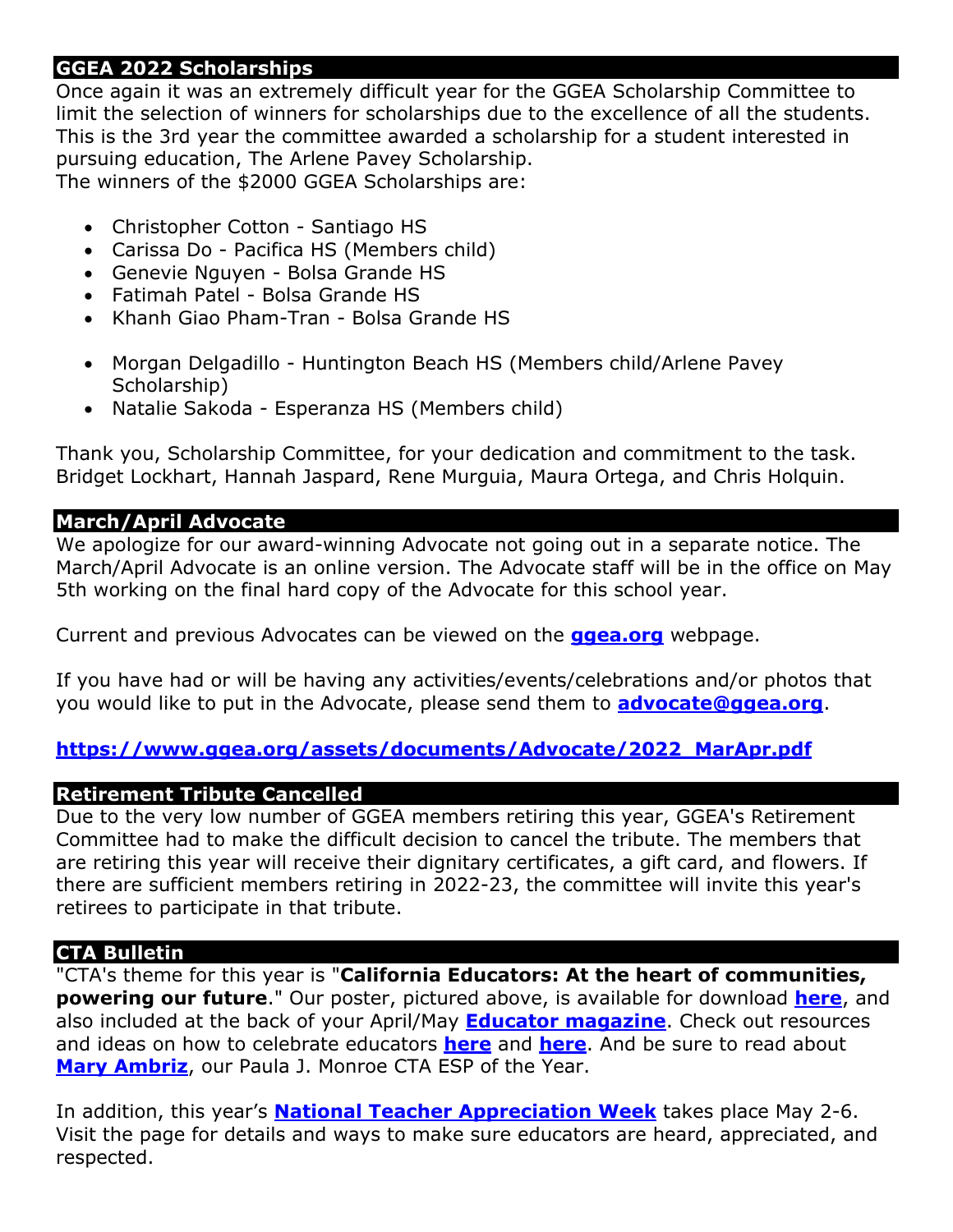## GGEA 2022 Scholarships

Once again it was an extremely difficult year for the GGEA Scholarship Committee to limit the selection of winners for scholarships due to the excellence of all the students. This is the 3rd year the committee awarded a scholarship for a student interested in pursuing education, The Arlene Pavey Scholarship.
The winners of the $2000 GGEA Scholarships are:

- Christopher Cotton - Santiago HS
- Carissa Do - Pacifica HS (Members child)
- Genevie Nguyen - Bolsa Grande HS
- Fatimah Patel - Bolsa Grande HS
- Khanh Giao Pham-Tran - Bolsa Grande HS

- Morgan Delgadillo - Huntington Beach HS (Members child/Arlene Pavey Scholarship)
- Natalie Sakoda - Esperanza HS (Members child)

Thank you, Scholarship Committee, for your dedication and commitment to the task. Bridget Lockhart, Hannah Jaspard, Rene Murguia, Maura Ortega, and Chris Holquin.

## March/April Advocate

We apologize for our award-winning Advocate not going out in a separate notice. The March/April Advocate is an online version. The Advocate staff will be in the office on May 5th working on the final hard copy of the Advocate for this school year.

Current and previous Advocates can be viewed on the **ggea.org** webpage.

If you have had or will be having any activities/events/celebrations and/or photos that you would like to put in the Advocate, please send them to **advocate@ggea.org**.

**https://www.ggea.org/assets/documents/Advocate/2022_MarApr.pdf**

## Retirement Tribute Cancelled

Due to the very low number of GGEA members retiring this year, GGEA's Retirement Committee had to make the difficult decision to cancel the tribute. The members that are retiring this year will receive their dignitary certificates, a gift card, and flowers. If there are sufficient members retiring in 2022-23, the committee will invite this year's retirees to participate in that tribute.

## CTA Bulletin

"CTA's theme for this year is "**California Educators: At the heart of communities, powering our future**." Our poster, pictured above, is available for download **here**, and also included at the back of your April/May **Educator magazine**. Check out resources and ideas on how to celebrate educators **here** and **here**. And be sure to read about **Mary Ambriz**, our Paula J. Monroe CTA ESP of the Year.

In addition, this year's **National Teacher Appreciation Week** takes place May 2-6. Visit the page for details and ways to make sure educators are heard, appreciated, and respected.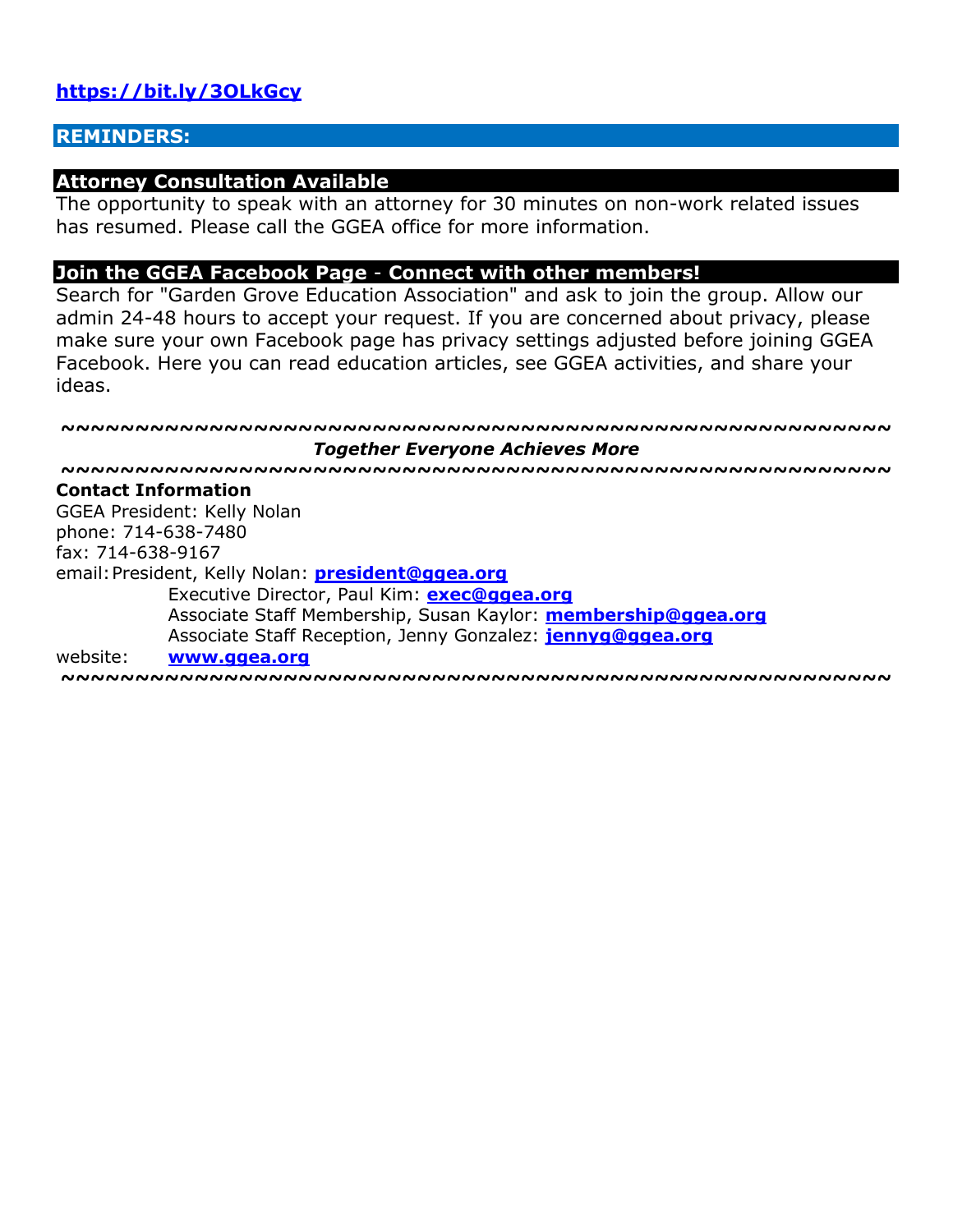**https://bit.ly/3OLkGcy**

## REMINDERS:

### Attorney Consultation Available

The opportunity to speak with an attorney for 30 minutes on non-work related issues has resumed. Please call the GGEA office for more information.

### Join the GGEA Facebook Page - Connect with other members!

Search for "Garden Grove Education Association" and ask to join the group. Allow our admin 24-48 hours to accept your request. If you are concerned about privacy, please make sure your own Facebook page has privacy settings adjusted before joining GGEA Facebook. Here you can read education articles, see GGEA activities, and share your ideas.

**~~~~~~~~~~~~~~~~~~~~~~~~~~~~~~~~~~~~~~~~~~~~~~~~~~~~~~~~~~**

***Together Everyone Achieves More***

**~~~~~~~~~~~~~~~~~~~~~~~~~~~~~~~~~~~~~~~~~~~~~~~~~~~~~~~~~~**

**Contact Information**

GGEA President: Kelly Nolan
phone: 714-638-7480
fax: 714-638-9167
email: President, Kelly Nolan: **president@ggea.org**
Executive Director, Paul Kim: **exec@ggea.org**
Associate Staff Membership, Susan Kaylor: **membership@ggea.org**
Associate Staff Reception, Jenny Gonzalez: **jennyg@ggea.org**
website: **www.ggea.org**

**~~~~~~~~~~~~~~~~~~~~~~~~~~~~~~~~~~~~~~~~~~~~~~~~~~~~~~~~~~**